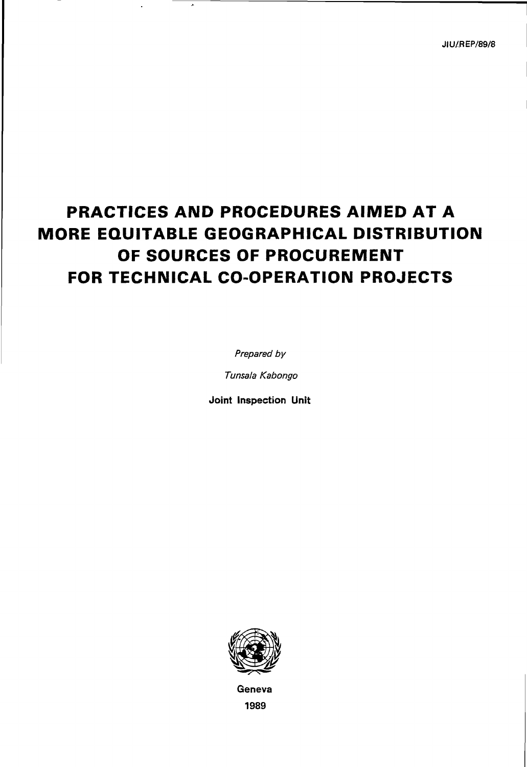JIU/REP/89/8

# PRACTICES AND PROCEDURES AIMED AT A MORE EQUITABLE GEOGRAPHICAL DISTRIBUTION OF SOURCES OF PROCUREMENT FOR TECHNICAL CO-OPERATION PROJECTS

*Prepared by*

*Tunsala Kabongo*

**Joint Inspection Unit**

**Geneva**

**1989**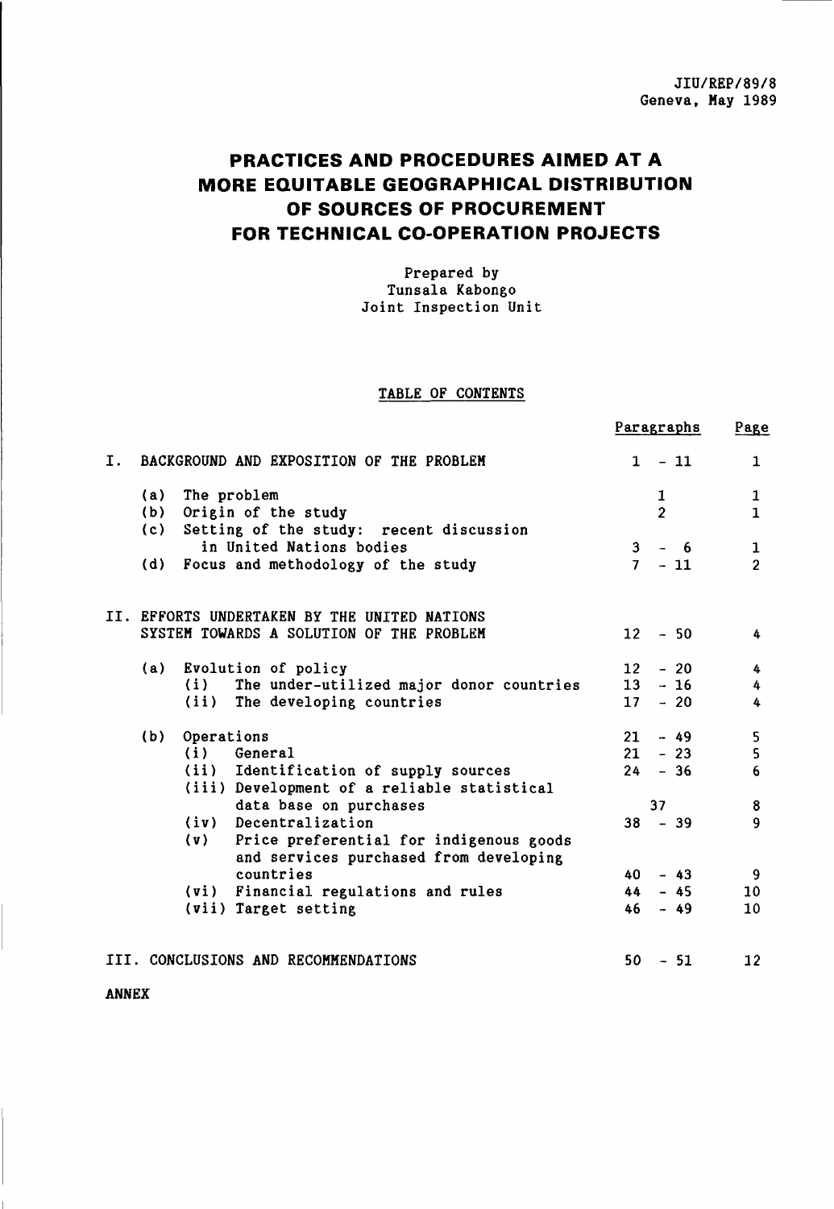JIU/REP/89/8
Geneva, May 1989

# PRACTICES AND PROCEDURES AIMED AT A MORE EQUITABLE GEOGRAPHICAL DISTRIBUTION OF SOURCES OF PROCUREMENT FOR TECHNICAL CO-OPERATION PROJECTS

Prepared by
Tunsala Kabongo
Joint Inspection Unit

## TABLE OF CONTENTS

| | Paragraphs | Page |
|---|---|---|
| I. BACKGROUND AND EXPOSITION OF THE PROBLEM | 1 - 11 | 1 |
| (a) The problem | 1 | 1 |
| (b) Origin of the study | 2 | 1 |
| (c) Setting of the study: recent discussion in United Nations bodies | 3 - 6 | 1 |
| (d) Focus and methodology of the study | 7 - 11 | 2 |
| II. EFFORTS UNDERTAKEN BY THE UNITED NATIONS SYSTEM TOWARDS A SOLUTION OF THE PROBLEM | 12 - 50 | 4 |
| (a) Evolution of policy | 12 - 20 | 4 |
| (i) The under-utilized major donor countries | 13 - 16 | 4 |
| (ii) The developing countries | 17 - 20 | 4 |
| (b) Operations | 21 - 49 | 5 |
| (i) General | 21 - 23 | 5 |
| (ii) Identification of supply sources | 24 - 36 | 6 |
| (iii) Development of a reliable statistical data base on purchases | 37 | 8 |
| (iv) Decentralization | 38 - 39 | 9 |
| (v) Price preferential for indigenous goods and services purchased from developing countries | 40 - 43 | 9 |
| (vi) Financial regulations and rules | 44 - 45 | 10 |
| (vii) Target setting | 46 - 49 | 10 |
| III. CONCLUSIONS AND RECOMMENDATIONS | 50 - 51 | 12 |

ANNEX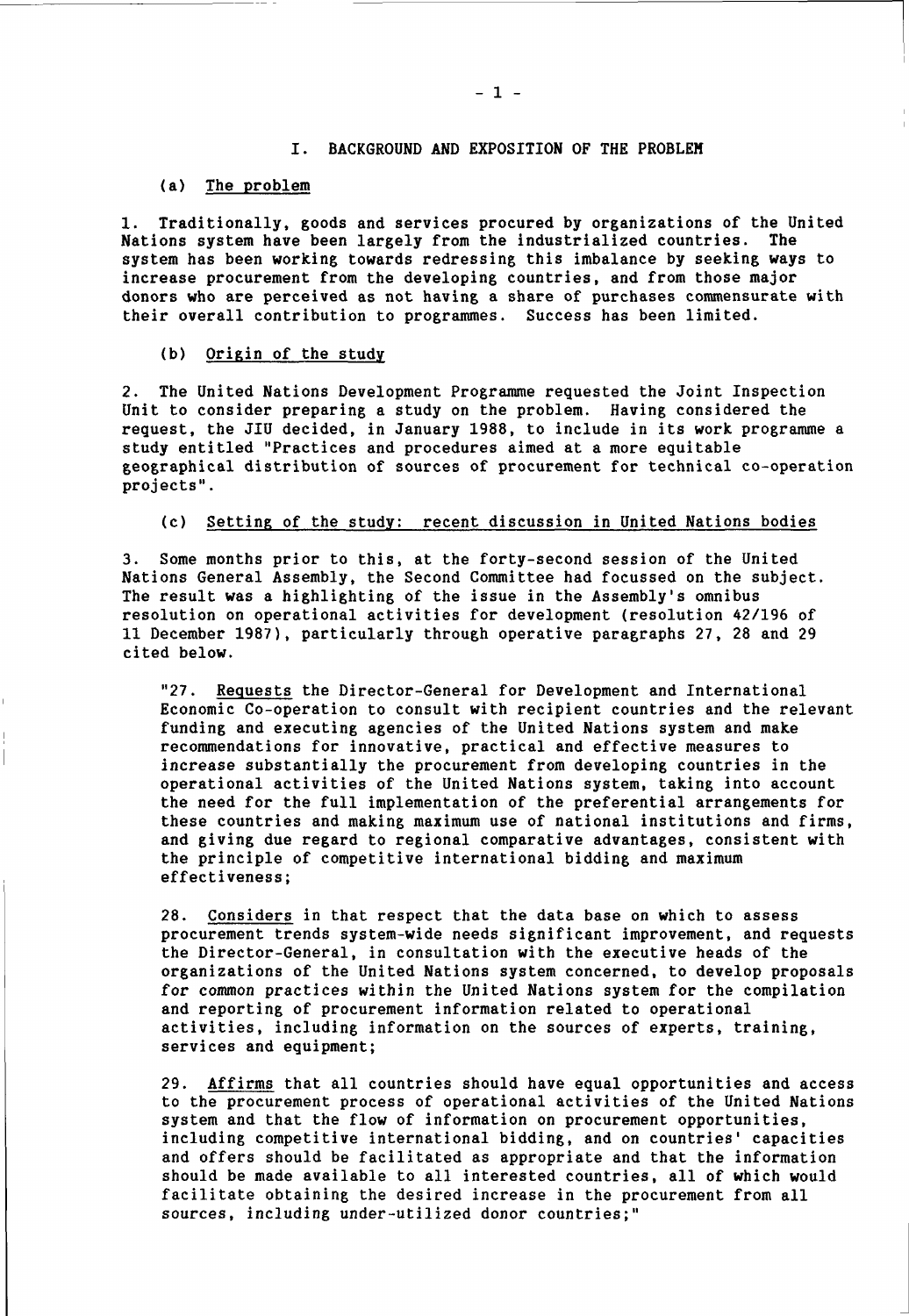## I. BACKGROUND AND EXPOSITION OF THE PROBLEM

### (a) The problem

1. Traditionally, goods and services procured by organizations of the United Nations system have been largely from the industrialized countries. The system has been working towards redressing this imbalance by seeking ways to increase procurement from the developing countries, and from those major donors who are perceived as not having a share of purchases commensurate with their overall contribution to programmes. Success has been limited.

### (b) Origin of the study

2. The United Nations Development Programme requested the Joint Inspection Unit to consider preparing a study on the problem. Having considered the request, the JIU decided, in January 1988, to include in its work programme a study entitled "Practices and procedures aimed at a more equitable geographical distribution of sources of procurement for technical co-operation projects".

### (c) Setting of the study: recent discussion in United Nations bodies

3. Some months prior to this, at the forty-second session of the United Nations General Assembly, the Second Committee had focussed on the subject. The result was a highlighting of the issue in the Assembly's omnibus resolution on operational activities for development (resolution 42/196 of 11 December 1987), particularly through operative paragraphs 27, 28 and 29 cited below.

> "27. Requests the Director-General for Development and International Economic Co-operation to consult with recipient countries and the relevant funding and executing agencies of the United Nations system and make recommendations for innovative, practical and effective measures to increase substantially the procurement from developing countries in the operational activities of the United Nations system, taking into account the need for the full implementation of the preferential arrangements for these countries and making maximum use of national institutions and firms, and giving due regard to regional comparative advantages, consistent with the principle of competitive international bidding and maximum effectiveness;
>
> 28. Considers in that respect that the data base on which to assess procurement trends system-wide needs significant improvement, and requests the Director-General, in consultation with the executive heads of the organizations of the United Nations system concerned, to develop proposals for common practices within the United Nations system for the compilation and reporting of procurement information related to operational activities, including information on the sources of experts, training, services and equipment;
>
> 29. Affirms that all countries should have equal opportunities and access to the procurement process of operational activities of the United Nations system and that the flow of information on procurement opportunities, including competitive international bidding, and on countries' capacities and offers should be facilitated as appropriate and that the information should be made available to all interested countries, all of which would facilitate obtaining the desired increase in the procurement from all sources, including under-utilized donor countries;"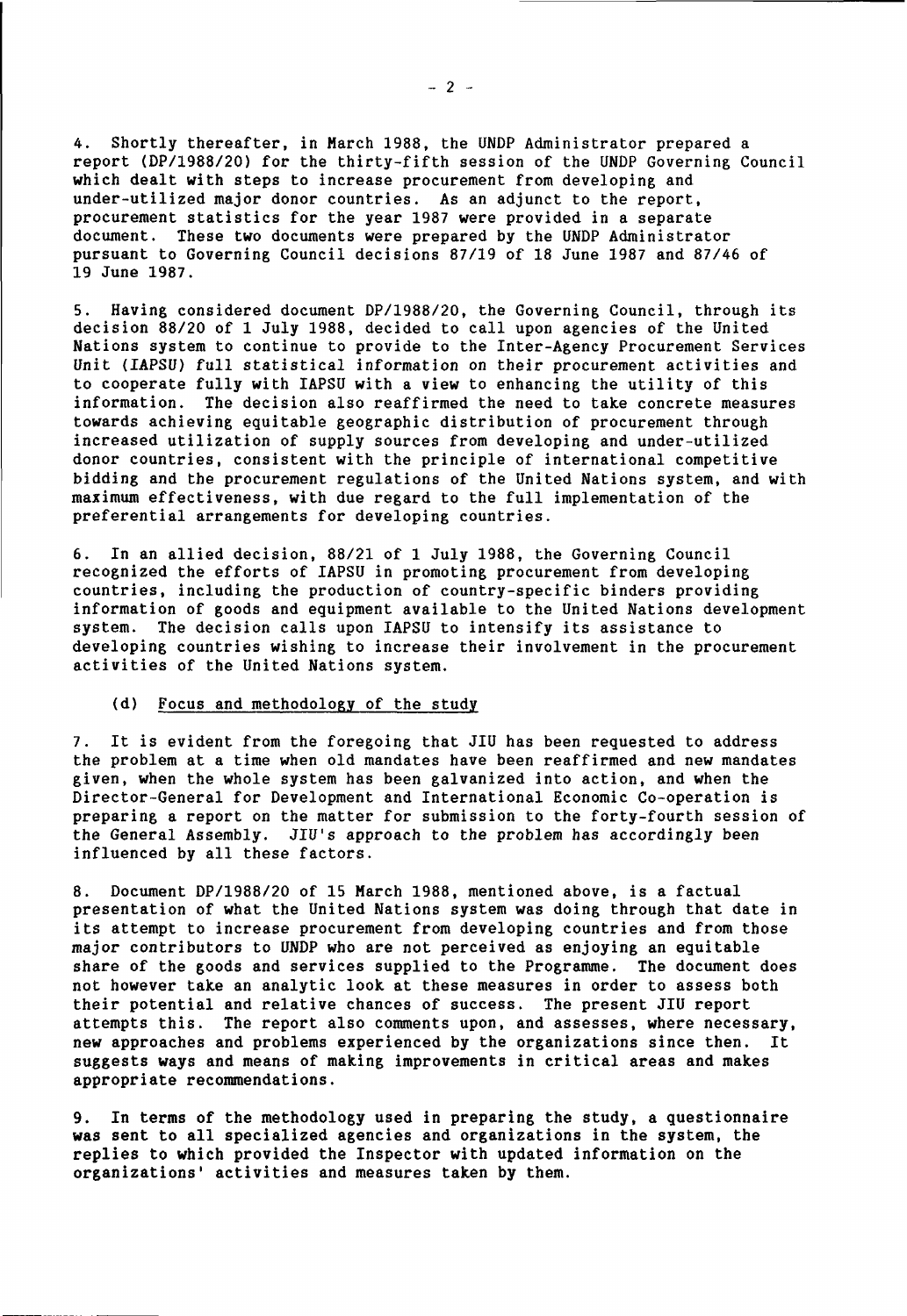4. Shortly thereafter, in March 1988, the UNDP Administrator prepared a report (DP/1988/20) for the thirty-fifth session of the UNDP Governing Council which dealt with steps to increase procurement from developing and under-utilized major donor countries. As an adjunct to the report, procurement statistics for the year 1987 were provided in a separate document. These two documents were prepared by the UNDP Administrator pursuant to Governing Council decisions 87/19 of 18 June 1987 and 87/46 of 19 June 1987.

5. Having considered document DP/1988/20, the Governing Council, through its decision 88/20 of 1 July 1988, decided to call upon agencies of the United Nations system to continue to provide to the Inter-Agency Procurement Services Unit (IAPSU) full statistical information on their procurement activities and to cooperate fully with IAPSU with a view to enhancing the utility of this information. The decision also reaffirmed the need to take concrete measures towards achieving equitable geographic distribution of procurement through increased utilization of supply sources from developing and under-utilized donor countries, consistent with the principle of international competitive bidding and the procurement regulations of the United Nations system, and with maximum effectiveness, with due regard to the full implementation of the preferential arrangements for developing countries.

6. In an allied decision, 88/21 of 1 July 1988, the Governing Council recognized the efforts of IAPSU in promoting procurement from developing countries, including the production of country-specific binders providing information of goods and equipment available to the United Nations development system. The decision calls upon IAPSU to intensify its assistance to developing countries wishing to increase their involvement in the procurement activities of the United Nations system.

### (d) Focus and methodology of the study

7. It is evident from the foregoing that JIU has been requested to address the problem at a time when old mandates have been reaffirmed and new mandates given, when the whole system has been galvanized into action, and when the Director-General for Development and International Economic Co-operation is preparing a report on the matter for submission to the forty-fourth session of the General Assembly. JIU's approach to the problem has accordingly been influenced by all these factors.

8. Document DP/1988/20 of 15 March 1988, mentioned above, is a factual presentation of what the United Nations system was doing through that date in its attempt to increase procurement from developing countries and from those major contributors to UNDP who are not perceived as enjoying an equitable share of the goods and services supplied to the Programme. The document does not however take an analytic look at these measures in order to assess both their potential and relative chances of success. The present JIU report attempts this. The report also comments upon, and assesses, where necessary, new approaches and problems experienced by the organizations since then. It suggests ways and means of making improvements in critical areas and makes appropriate recommendations.

9. In terms of the methodology used in preparing the study, a questionnaire was sent to all specialized agencies and organizations in the system, the replies to which provided the Inspector with updated information on the organizations' activities and measures taken by them.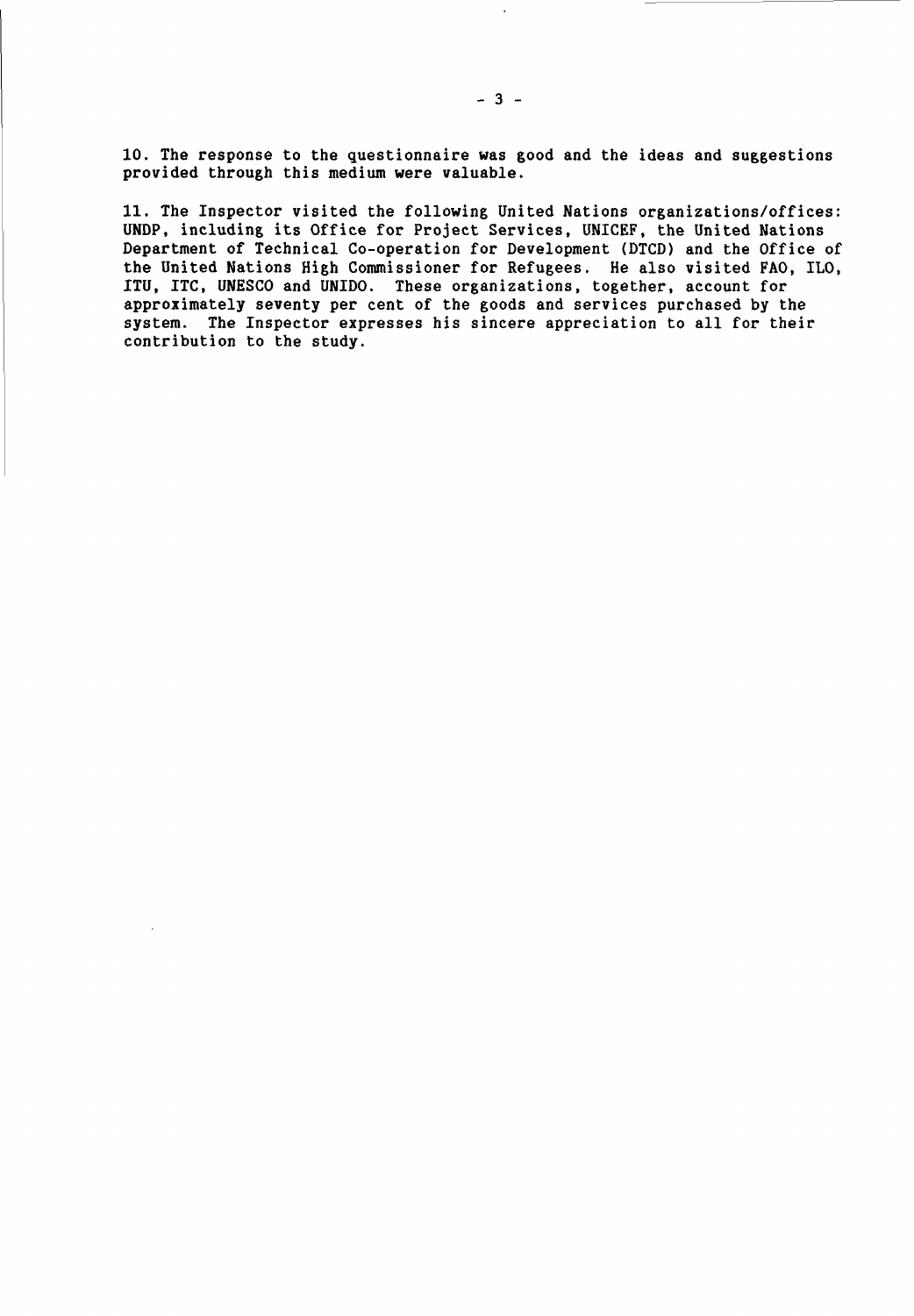10. The response to the questionnaire was good and the ideas and suggestions provided through this medium were valuable.

11. The Inspector visited the following United Nations organizations/offices: UNDP, including its Office for Project Services, UNICEF, the United Nations Department of Technical Co-operation for Development (DTCD) and the Office of the United Nations High Commissioner for Refugees. He also visited FAO, ILO, ITU, ITC, UNESCO and UNIDO. These organizations, together, account for approximately seventy per cent of the goods and services purchased by the system. The Inspector expresses his sincere appreciation to all for their contribution to the study.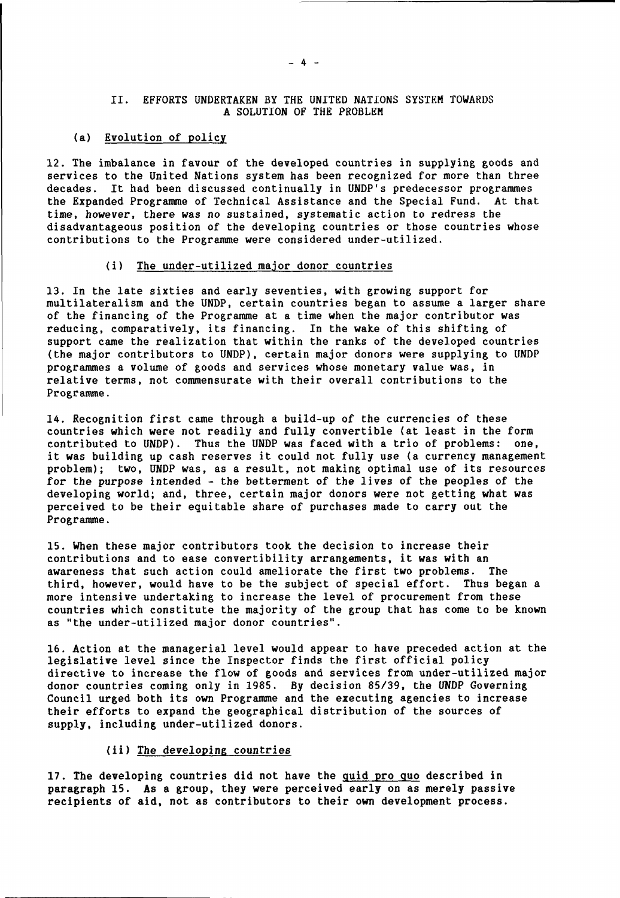## II. EFFORTS UNDERTAKEN BY THE UNITED NATIONS SYSTEM TOWARDS A SOLUTION OF THE PROBLEM

### (a) Evolution of policy

12. The imbalance in favour of the developed countries in supplying goods and services to the United Nations system has been recognized for more than three decades. It had been discussed continually in UNDP's predecessor programmes the Expanded Programme of Technical Assistance and the Special Fund. At that time, however, there was no sustained, systematic action to redress the disadvantageous position of the developing countries or those countries whose contributions to the Programme were considered under-utilized.

#### (i) The under-utilized major donor countries

13. In the late sixties and early seventies, with growing support for multilateralism and the UNDP, certain countries began to assume a larger share of the financing of the Programme at a time when the major contributor was reducing, comparatively, its financing. In the wake of this shifting of support came the realization that within the ranks of the developed countries (the major contributors to UNDP), certain major donors were supplying to UNDP programmes a volume of goods and services whose monetary value was, in relative terms, not commensurate with their overall contributions to the Programme.

14. Recognition first came through a build-up of the currencies of these countries which were not readily and fully convertible (at least in the form contributed to UNDP). Thus the UNDP was faced with a trio of problems: one, it was building up cash reserves it could not fully use (a currency management problem); two, UNDP was, as a result, not making optimal use of its resources for the purpose intended - the betterment of the lives of the peoples of the developing world; and, three, certain major donors were not getting what was perceived to be their equitable share of purchases made to carry out the Programme.

15. When these major contributors took the decision to increase their contributions and to ease convertibility arrangements, it was with an awareness that such action could ameliorate the first two problems. The third, however, would have to be the subject of special effort. Thus began a more intensive undertaking to increase the level of procurement from these countries which constitute the majority of the group that has come to be known as "the under-utilized major donor countries".

16. Action at the managerial level would appear to have preceded action at the legislative level since the Inspector finds the first official policy directive to increase the flow of goods and services from under-utilized major donor countries coming only in 1985. By decision 85/39, the UNDP Governing Council urged both its own Programme and the executing agencies to increase their efforts to expand the geographical distribution of the sources of supply, including under-utilized donors.

#### (ii) The developing countries

17. The developing countries did not have the _quid pro quo_ described in paragraph 15. As a group, they were perceived early on as merely passive recipients of aid, not as contributors to their own development process.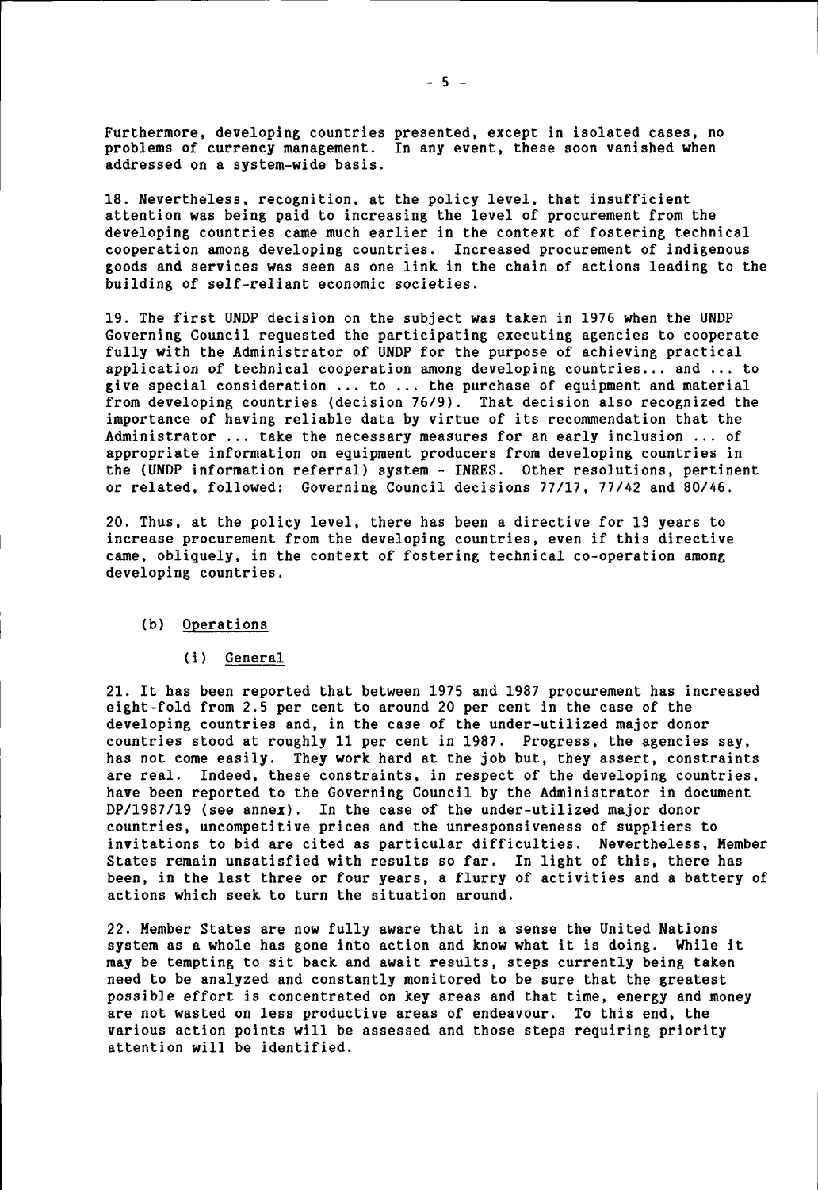Furthermore, developing countries presented, except in isolated cases, no problems of currency management. In any event, these soon vanished when addressed on a system-wide basis.

18. Nevertheless, recognition, at the policy level, that insufficient attention was being paid to increasing the level of procurement from the developing countries came much earlier in the context of fostering technical cooperation among developing countries. Increased procurement of indigenous goods and services was seen as one link in the chain of actions leading to the building of self-reliant economic societies.

19. The first UNDP decision on the subject was taken in 1976 when the UNDP Governing Council requested the participating executing agencies to cooperate fully with the Administrator of UNDP for the purpose of achieving practical application of technical cooperation among developing countries... and ... to give special consideration ... to ... the purchase of equipment and material from developing countries (decision 76/9). That decision also recognized the importance of having reliable data by virtue of its recommendation that the Administrator ... take the necessary measures for an early inclusion ... of appropriate information on equipment producers from developing countries in the (UNDP information referral) system - INRES. Other resolutions, pertinent or related, followed: Governing Council decisions 77/17, 77/42 and 80/46.

20. Thus, at the policy level, there has been a directive for 13 years to increase procurement from the developing countries, even if this directive came, obliquely, in the context of fostering technical co-operation among developing countries.

(b) Operations

(i) General

21. It has been reported that between 1975 and 1987 procurement has increased eight-fold from 2.5 per cent to around 20 per cent in the case of the developing countries and, in the case of the under-utilized major donor countries stood at roughly 11 per cent in 1987. Progress, the agencies say, has not come easily. They work hard at the job but, they assert, constraints are real. Indeed, these constraints, in respect of the developing countries, have been reported to the Governing Council by the Administrator in document DP/1987/19 (see annex). In the case of the under-utilized major donor countries, uncompetitive prices and the unresponsiveness of suppliers to invitations to bid are cited as particular difficulties. Nevertheless, Member States remain unsatisfied with results so far. In light of this, there has been, in the last three or four years, a flurry of activities and a battery of actions which seek to turn the situation around.

22. Member States are now fully aware that in a sense the United Nations system as a whole has gone into action and know what it is doing. While it may be tempting to sit back and await results, steps currently being taken need to be analyzed and constantly monitored to be sure that the greatest possible effort is concentrated on key areas and that time, energy and money are not wasted on less productive areas of endeavour. To this end, the various action points will be assessed and those steps requiring priority attention will be identified.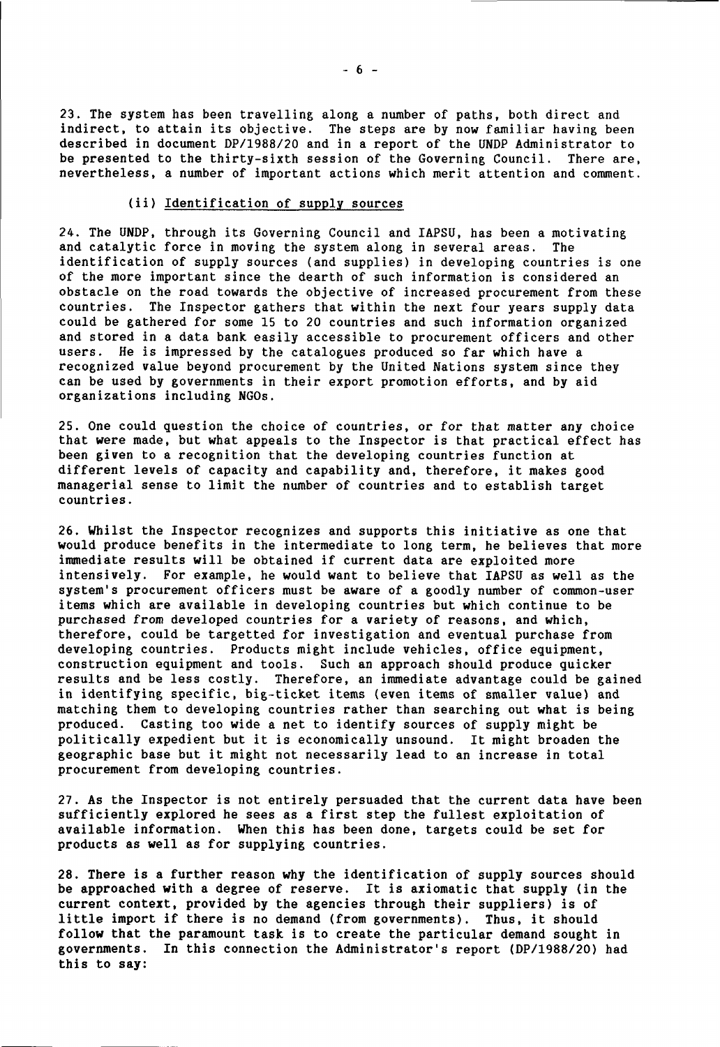23. The system has been travelling along a number of paths, both direct and indirect, to attain its objective. The steps are by now familiar having been described in document DP/1988/20 and in a report of the UNDP Administrator to be presented to the thirty-sixth session of the Governing Council. There are, nevertheless, a number of important actions which merit attention and comment.

### (ii) Identification of supply sources

24. The UNDP, through its Governing Council and IAPSU, has been a motivating and catalytic force in moving the system along in several areas. The identification of supply sources (and supplies) in developing countries is one of the more important since the dearth of such information is considered an obstacle on the road towards the objective of increased procurement from these countries. The Inspector gathers that within the next four years supply data could be gathered for some 15 to 20 countries and such information organized and stored in a data bank easily accessible to procurement officers and other users. He is impressed by the catalogues produced so far which have a recognized value beyond procurement by the United Nations system since they can be used by governments in their export promotion efforts, and by aid organizations including NGOs.

25. One could question the choice of countries, or for that matter any choice that were made, but what appeals to the Inspector is that practical effect has been given to a recognition that the developing countries function at different levels of capacity and capability and, therefore, it makes good managerial sense to limit the number of countries and to establish target countries.

26. Whilst the Inspector recognizes and supports this initiative as one that would produce benefits in the intermediate to long term, he believes that more immediate results will be obtained if current data are exploited more intensively. For example, he would want to believe that IAPSU as well as the system's procurement officers must be aware of a goodly number of common-user items which are available in developing countries but which continue to be purchased from developed countries for a variety of reasons, and which, therefore, could be targetted for investigation and eventual purchase from developing countries. Products might include vehicles, office equipment, construction equipment and tools. Such an approach should produce quicker results and be less costly. Therefore, an immediate advantage could be gained in identifying specific, big-ticket items (even items of smaller value) and matching them to developing countries rather than searching out what is being produced. Casting too wide a net to identify sources of supply might be politically expedient but it is economically unsound. It might broaden the geographic base but it might not necessarily lead to an increase in total procurement from developing countries.

27. As the Inspector is not entirely persuaded that the current data have been sufficiently explored he sees as a first step the fullest exploitation of available information. When this has been done, targets could be set for products as well as for supplying countries.

28. There is a further reason why the identification of supply sources should be approached with a degree of reserve. It is axiomatic that supply (in the current context, provided by the agencies through their suppliers) is of little import if there is no demand (from governments). Thus, it should follow that the paramount task is to create the particular demand sought in governments. In this connection the Administrator's report (DP/1988/20) had this to say: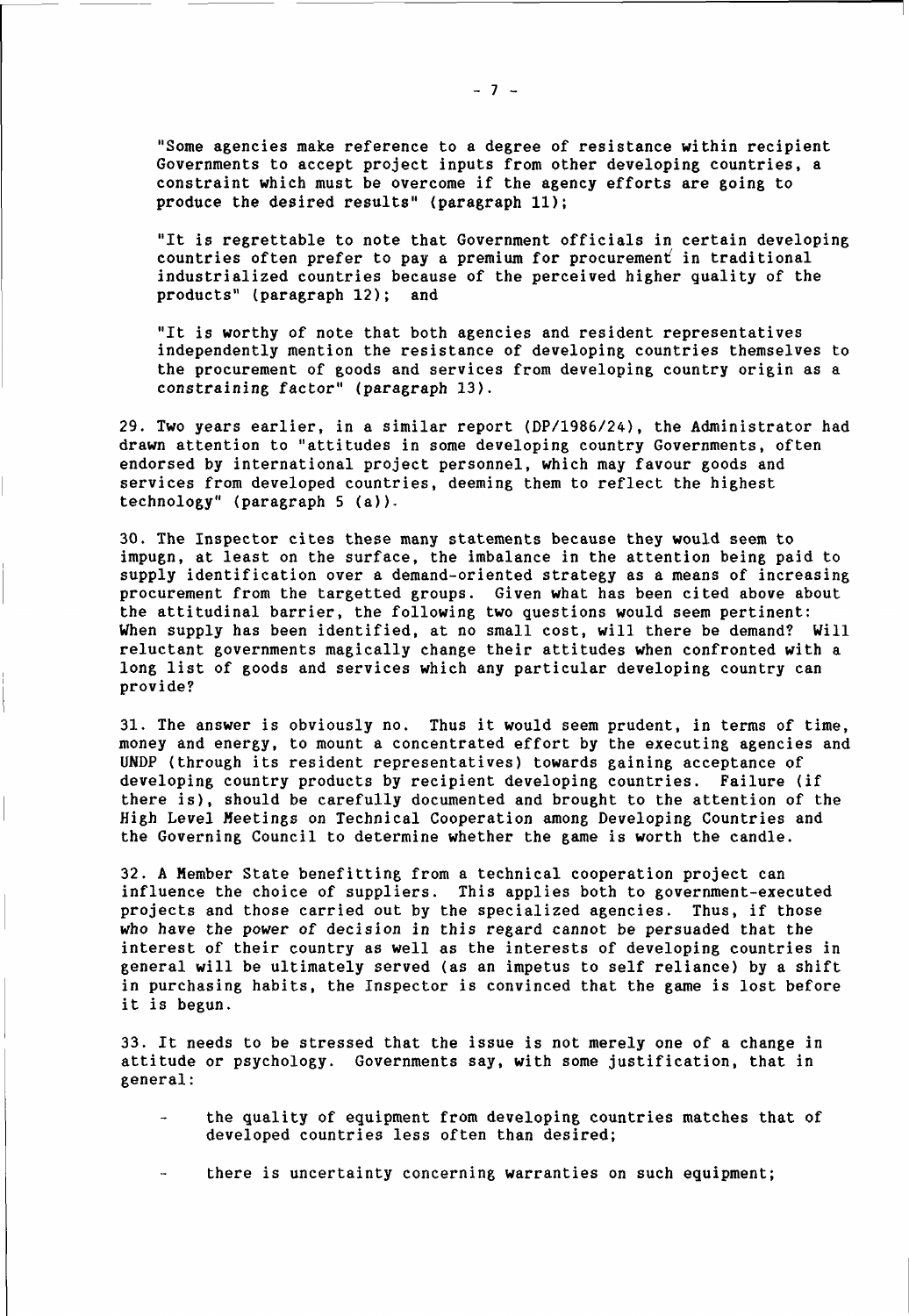"Some agencies make reference to a degree of resistance within recipient Governments to accept project inputs from other developing countries, a constraint which must be overcome if the agency efforts are going to produce the desired results" (paragraph 11);

"It is regrettable to note that Government officials in certain developing countries often prefer to pay a premium for procurement in traditional industrialized countries because of the perceived higher quality of the products" (paragraph 12); and

"It is worthy of note that both agencies and resident representatives independently mention the resistance of developing countries themselves to the procurement of goods and services from developing country origin as a constraining factor" (paragraph 13).

29. Two years earlier, in a similar report (DP/1986/24), the Administrator had drawn attention to "attitudes in some developing country Governments, often endorsed by international project personnel, which may favour goods and services from developed countries, deeming them to reflect the highest technology" (paragraph 5 (a)).

30. The Inspector cites these many statements because they would seem to impugn, at least on the surface, the imbalance in the attention being paid to supply identification over a demand-oriented strategy as a means of increasing procurement from the targetted groups. Given what has been cited above about the attitudinal barrier, the following two questions would seem pertinent: When supply has been identified, at no small cost, will there be demand? Will reluctant governments magically change their attitudes when confronted with a long list of goods and services which any particular developing country can provide?

31. The answer is obviously no. Thus it would seem prudent, in terms of time, money and energy, to mount a concentrated effort by the executing agencies and UNDP (through its resident representatives) towards gaining acceptance of developing country products by recipient developing countries. Failure (if there is), should be carefully documented and brought to the attention of the High Level Meetings on Technical Cooperation among Developing Countries and the Governing Council to determine whether the game is worth the candle.

32. A Member State benefitting from a technical cooperation project can influence the choice of suppliers. This applies both to government-executed projects and those carried out by the specialized agencies. Thus, if those who have the power of decision in this regard cannot be persuaded that the interest of their country as well as the interests of developing countries in general will be ultimately served (as an impetus to self reliance) by a shift in purchasing habits, the Inspector is convinced that the game is lost before it is begun.

33. It needs to be stressed that the issue is not merely one of a change in attitude or psychology. Governments say, with some justification, that in general:

- the quality of equipment from developing countries matches that of developed countries less often than desired;

- there is uncertainty concerning warranties on such equipment;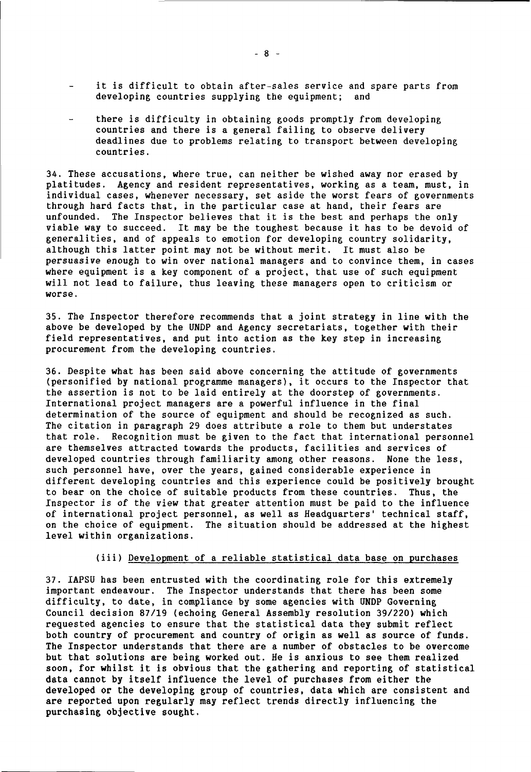- it is difficult to obtain after-sales service and spare parts from developing countries supplying the equipment; and

- there is difficulty in obtaining goods promptly from developing countries and there is a general failing to observe delivery deadlines due to problems relating to transport between developing countries.

34. These accusations, where true, can neither be wished away nor erased by platitudes. Agency and resident representatives, working as a team, must, in individual cases, whenever necessary, set aside the worst fears of governments through hard facts that, in the particular case at hand, their fears are unfounded. The Inspector believes that it is the best and perhaps the only viable way to succeed. It may be the toughest because it has to be devoid of generalities, and of appeals to emotion for developing country solidarity, although this latter point may not be without merit. It must also be persuasive enough to win over national managers and to convince them, in cases where equipment is a key component of a project, that use of such equipment will not lead to failure, thus leaving these managers open to criticism or worse.

35. The Inspector therefore recommends that a joint strategy in line with the above be developed by the UNDP and Agency secretariats, together with their field representatives, and put into action as the key step in increasing procurement from the developing countries.

36. Despite what has been said above concerning the attitude of governments (personified by national programme managers), it occurs to the Inspector that the assertion is not to be laid entirely at the doorstep of governments. International project managers are a powerful influence in the final determination of the source of equipment and should be recognized as such. The citation in paragraph 29 does attribute a role to them but understates that role. Recognition must be given to the fact that international personnel are themselves attracted towards the products, facilities and services of developed countries through familiarity among other reasons. None the less, such personnel have, over the years, gained considerable experience in different developing countries and this experience could be positively brought to bear on the choice of suitable products from these countries. Thus, the Inspector is of the view that greater attention must be paid to the influence of international project personnel, as well as Headquarters' technical staff, on the choice of equipment. The situation should be addressed at the highest level within organizations.

### (iii) Development of a reliable statistical data base on purchases

37. IAPSU has been entrusted with the coordinating role for this extremely important endeavour. The Inspector understands that there has been some difficulty, to date, in compliance by some agencies with UNDP Governing Council decision 87/19 (echoing General Assembly resolution 39/220) which requested agencies to ensure that the statistical data they submit reflect both country of procurement and country of origin as well as source of funds. The Inspector understands that there are a number of obstacles to be overcome but that solutions are being worked out. He is anxious to see them realized soon, for whilst it is obvious that the gathering and reporting of statistical data cannot by itself influence the level of purchases from either the developed or the developing group of countries, data which are consistent and are reported upon regularly may reflect trends directly influencing the purchasing objective sought.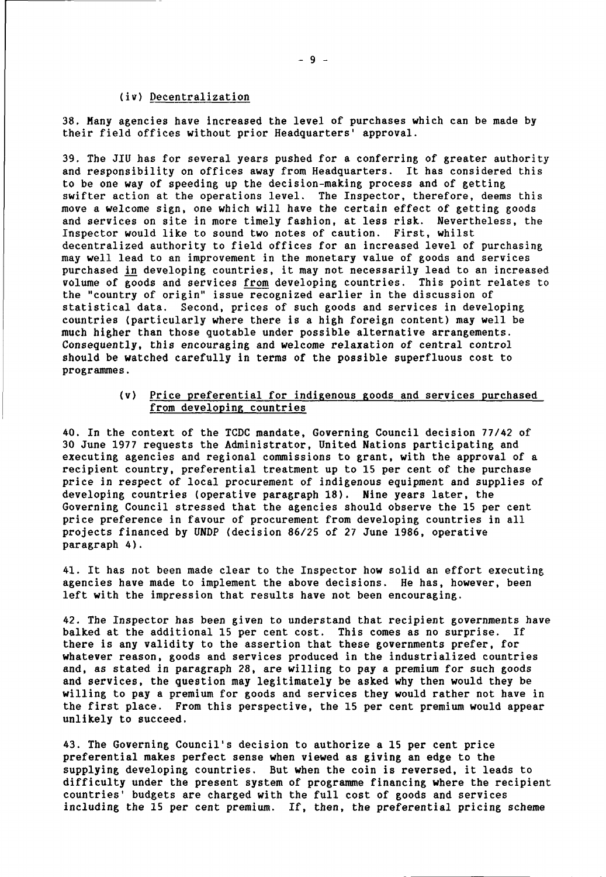### (iv) Decentralization

38. Many agencies have increased the level of purchases which can be made by their field offices without prior Headquarters' approval.

39. The JIU has for several years pushed for a conferring of greater authority and responsibility on offices away from Headquarters. It has considered this to be one way of speeding up the decision-making process and of getting swifter action at the operations level. The Inspector, therefore, deems this move a welcome sign, one which will have the certain effect of getting goods and services on site in more timely fashion, at less risk. Nevertheless, the Inspector would like to sound two notes of caution. First, whilst decentralized authority to field offices for an increased level of purchasing may well lead to an improvement in the monetary value of goods and services purchased in developing countries, it may not necessarily lead to an increased volume of goods and services from developing countries. This point relates to the "country of origin" issue recognized earlier in the discussion of statistical data. Second, prices of such goods and services in developing countries (particularly where there is a high foreign content) may well be much higher than those quotable under possible alternative arrangements. Consequently, this encouraging and welcome relaxation of central control should be watched carefully in terms of the possible superfluous cost to programmes.

### (v) Price preferential for indigenous goods and services purchased from developing countries

40. In the context of the TCDC mandate, Governing Council decision 77/42 of 30 June 1977 requests the Administrator, United Nations participating and executing agencies and regional commissions to grant, with the approval of a recipient country, preferential treatment up to 15 per cent of the purchase price in respect of local procurement of indigenous equipment and supplies of developing countries (operative paragraph 18). Nine years later, the Governing Council stressed that the agencies should observe the 15 per cent price preference in favour of procurement from developing countries in all projects financed by UNDP (decision 86/25 of 27 June 1986, operative paragraph 4).

41. It has not been made clear to the Inspector how solid an effort executing agencies have made to implement the above decisions. He has, however, been left with the impression that results have not been encouraging.

42. The Inspector has been given to understand that recipient governments have balked at the additional 15 per cent cost. This comes as no surprise. If there is any validity to the assertion that these governments prefer, for whatever reason, goods and services produced in the industrialized countries and, as stated in paragraph 28, are willing to pay a premium for such goods and services, the question may legitimately be asked why then would they be willing to pay a premium for goods and services they would rather not have in the first place. From this perspective, the 15 per cent premium would appear unlikely to succeed.

43. The Governing Council's decision to authorize a 15 per cent price preferential makes perfect sense when viewed as giving an edge to the supplying developing countries. But when the coin is reversed, it leads to difficulty under the present system of programme financing where the recipient countries' budgets are charged with the full cost of goods and services including the 15 per cent premium. If, then, the preferential pricing scheme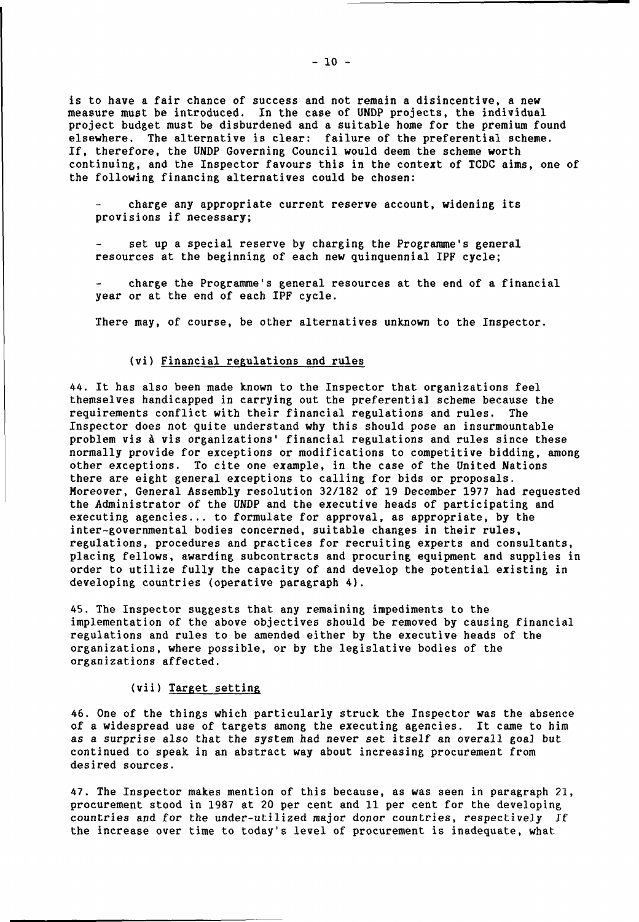is to have a fair chance of success and not remain a disincentive, a new measure must be introduced. In the case of UNDP projects, the individual project budget must be disburdened and a suitable home for the premium found elsewhere. The alternative is clear: failure of the preferential scheme. If, therefore, the UNDP Governing Council would deem the scheme worth continuing, and the Inspector favours this in the context of TCDC aims, one of the following financing alternatives could be chosen:

- charge any appropriate current reserve account, widening its provisions if necessary;
- set up a special reserve by charging the Programme's general resources at the beginning of each new quinquennial IPF cycle;
- charge the Programme's general resources at the end of a financial year or at the end of each IPF cycle.

There may, of course, be other alternatives unknown to the Inspector.

### (vi) Financial regulations and rules

44. It has also been made known to the Inspector that organizations feel themselves handicapped in carrying out the preferential scheme because the requirements conflict with their financial regulations and rules. The Inspector does not quite understand why this should pose an insurmountable problem vis à vis organizations' financial regulations and rules since these normally provide for exceptions or modifications to competitive bidding, among other exceptions. To cite one example, in the case of the United Nations there are eight general exceptions to calling for bids or proposals. Moreover, General Assembly resolution 32/182 of 19 December 1977 had requested the Administrator of the UNDP and the executive heads of participating and executing agencies... to formulate for approval, as appropriate, by the inter-governmental bodies concerned, suitable changes in their rules, regulations, procedures and practices for recruiting experts and consultants, placing fellows, awarding subcontracts and procuring equipment and supplies in order to utilize fully the capacity of and develop the potential existing in developing countries (operative paragraph 4).

45. The Inspector suggests that any remaining impediments to the implementation of the above objectives should be removed by causing financial regulations and rules to be amended either by the executive heads of the organizations, where possible, or by the legislative bodies of the organizations affected.

### (vii) Target setting

46. One of the things which particularly struck the Inspector was the absence of a widespread use of targets among the executing agencies. It came to him as a surprise also that the system had never set itself an overall goal but continued to speak in an abstract way about increasing procurement from desired sources.

47. The Inspector makes mention of this because, as was seen in paragraph 21, procurement stood in 1987 at 20 per cent and 11 per cent for the developing countries and for the under-utilized major donor countries, respectively If the increase over time to today's level of procurement is inadequate, what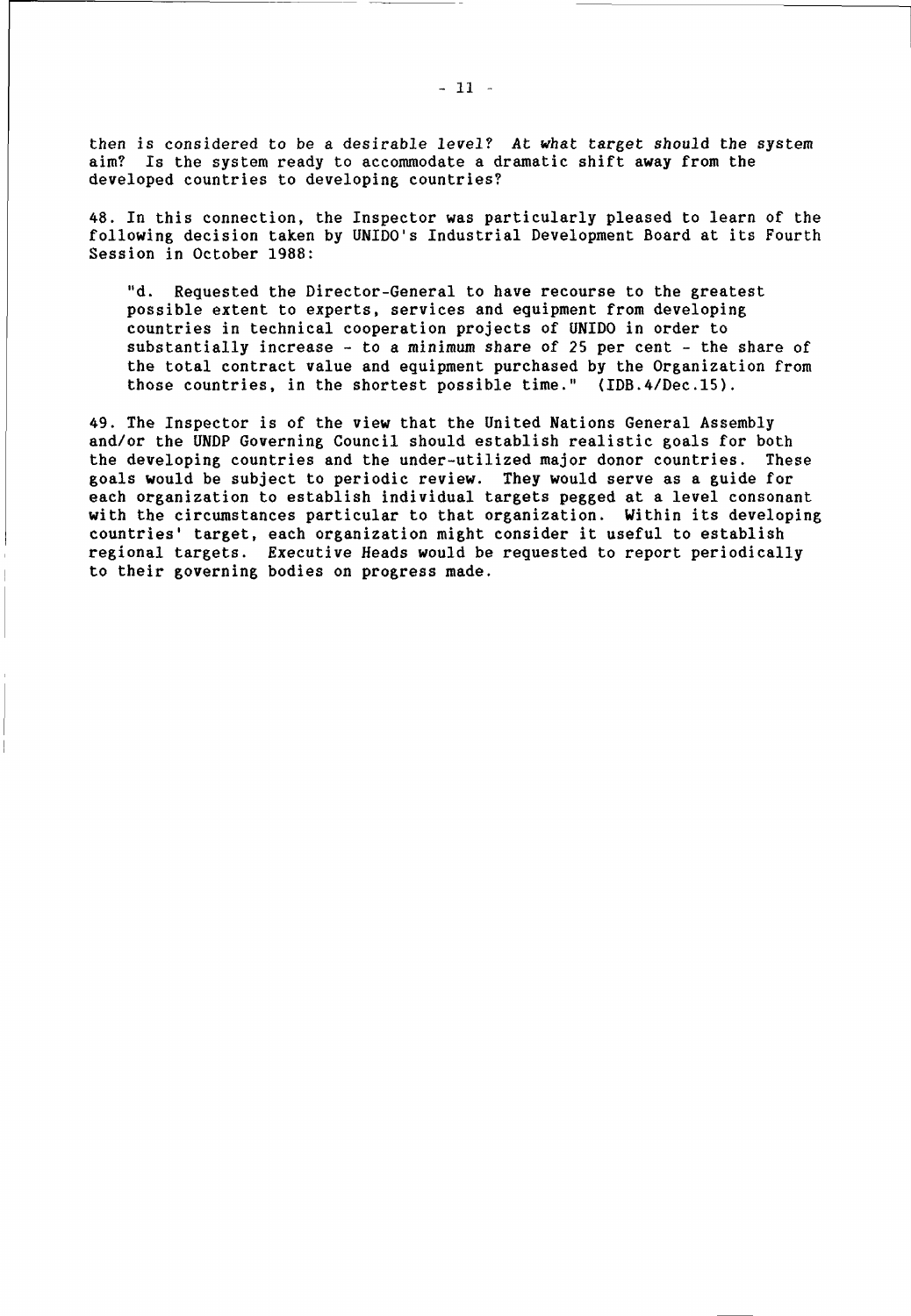then is considered to be a desirable level? At what target should the system aim? Is the system ready to accommodate a dramatic shift away from the developed countries to developing countries?

48. In this connection, the Inspector was particularly pleased to learn of the following decision taken by UNIDO's Industrial Development Board at its Fourth Session in October 1988:

> "d. Requested the Director-General to have recourse to the greatest possible extent to experts, services and equipment from developing countries in technical cooperation projects of UNIDO in order to substantially increase - to a minimum share of 25 per cent - the share of the total contract value and equipment purchased by the Organization from those countries, in the shortest possible time." (IDB.4/Dec.15).

49. The Inspector is of the view that the United Nations General Assembly and/or the UNDP Governing Council should establish realistic goals for both the developing countries and the under-utilized major donor countries. These goals would be subject to periodic review. They would serve as a guide for each organization to establish individual targets pegged at a level consonant with the circumstances particular to that organization. Within its developing countries' target, each organization might consider it useful to establish regional targets. Executive Heads would be requested to report periodically to their governing bodies on progress made.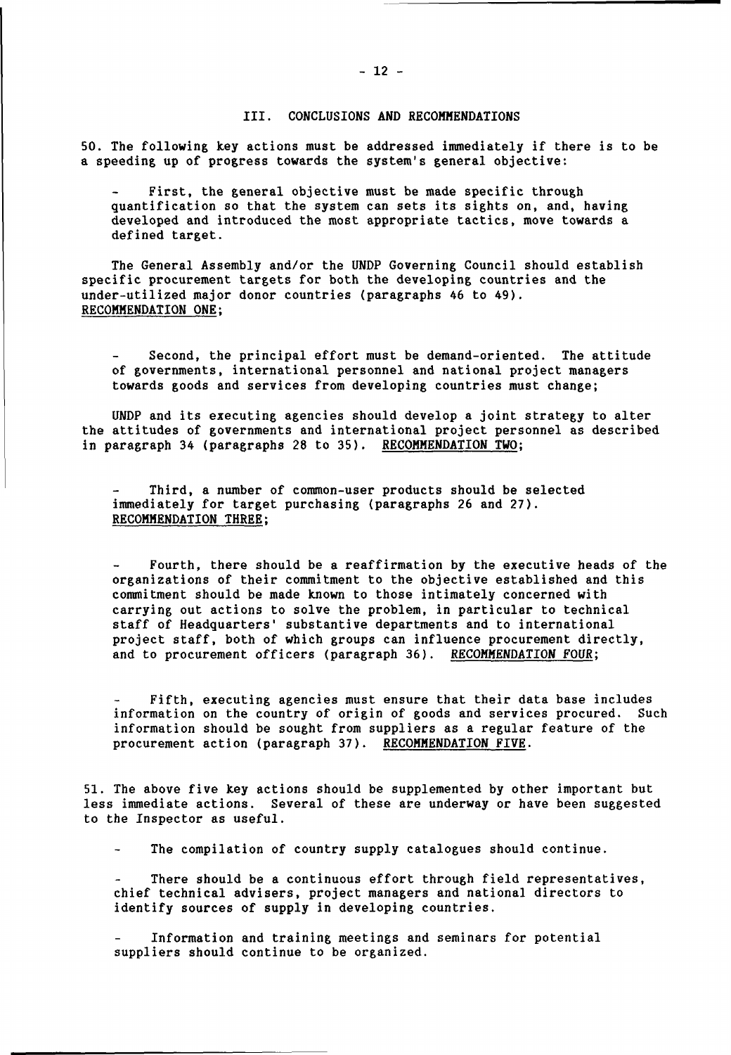## III. CONCLUSIONS AND RECOMMENDATIONS

50. The following key actions must be addressed immediately if there is to be a speeding up of progress towards the system's general objective:

- First, the general objective must be made specific through quantification so that the system can sets its sights on, and, having developed and introduced the most appropriate tactics, move towards a defined target.

The General Assembly and/or the UNDP Governing Council should establish specific procurement targets for both the developing countries and the under-utilized major donor countries (paragraphs 46 to 49). <u>RECOMMENDATION ONE</u>;

- Second, the principal effort must be demand-oriented. The attitude of governments, international personnel and national project managers towards goods and services from developing countries must change;

UNDP and its executing agencies should develop a joint strategy to alter the attitudes of governments and international project personnel as described in paragraph 34 (paragraphs 28 to 35). <u>RECOMMENDATION TWO</u>;

- Third, a number of common-user products should be selected immediately for target purchasing (paragraphs 26 and 27). <u>RECOMMENDATION THREE</u>;

- Fourth, there should be a reaffirmation by the executive heads of the organizations of their commitment to the objective established and this commitment should be made known to those intimately concerned with carrying out actions to solve the problem, in particular to technical staff of Headquarters' substantive departments and to international project staff, both of which groups can influence procurement directly, and to procurement officers (paragraph 36). <u>RECOMMENDATION FOUR</u>;

- Fifth, executing agencies must ensure that their data base includes information on the country of origin of goods and services procured. Such information should be sought from suppliers as a regular feature of the procurement action (paragraph 37). <u>RECOMMENDATION FIVE</u>.

51. The above five key actions should be supplemented by other important but less immediate actions. Several of these are underway or have been suggested to the Inspector as useful.

- The compilation of country supply catalogues should continue.

- There should be a continuous effort through field representatives, chief technical advisers, project managers and national directors to identify sources of supply in developing countries.

- Information and training meetings and seminars for potential suppliers should continue to be organized.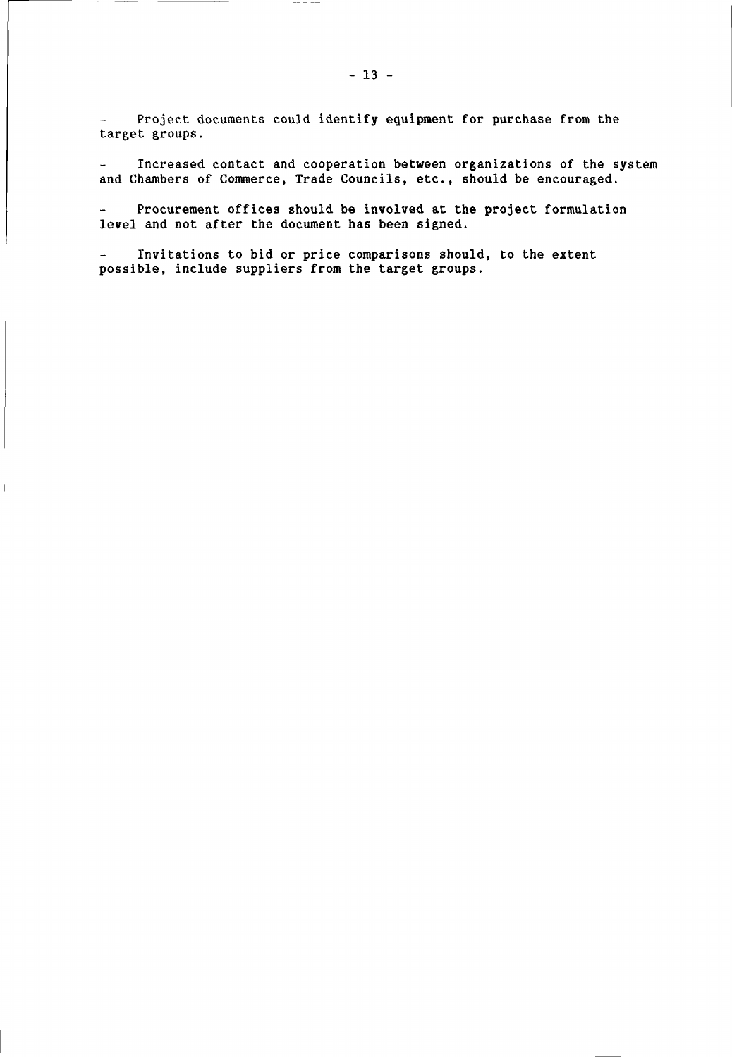- Project documents could identify equipment for purchase from the target groups.

- Increased contact and cooperation between organizations of the system and Chambers of Commerce, Trade Councils, etc., should be encouraged.

- Procurement offices should be involved at the project formulation level and not after the document has been signed.

- Invitations to bid or price comparisons should, to the extent possible, include suppliers from the target groups.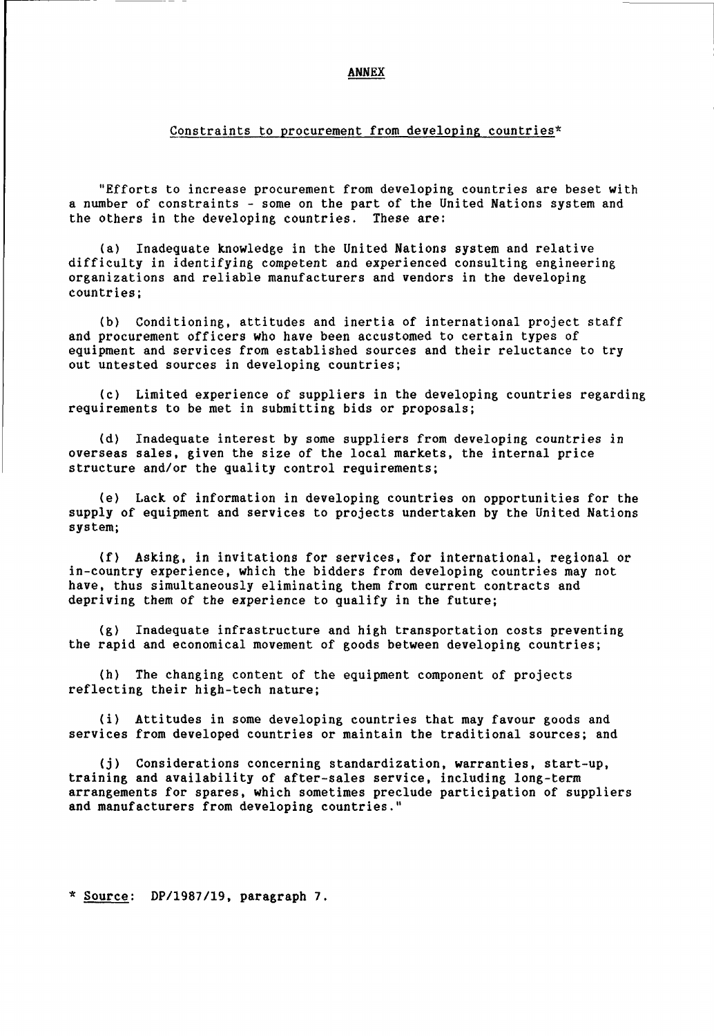## ANNEX

### Constraints to procurement from developing countries*

"Efforts to increase procurement from developing countries are beset with a number of constraints - some on the part of the United Nations system and the others in the developing countries. These are:

(a) Inadequate knowledge in the United Nations system and relative difficulty in identifying competent and experienced consulting engineering organizations and reliable manufacturers and vendors in the developing countries;

(b) Conditioning, attitudes and inertia of international project staff and procurement officers who have been accustomed to certain types of equipment and services from established sources and their reluctance to try out untested sources in developing countries;

(c) Limited experience of suppliers in the developing countries regarding requirements to be met in submitting bids or proposals;

(d) Inadequate interest by some suppliers from developing countries in overseas sales, given the size of the local markets, the internal price structure and/or the quality control requirements;

(e) Lack of information in developing countries on opportunities for the supply of equipment and services to projects undertaken by the United Nations system;

(f) Asking, in invitations for services, for international, regional or in-country experience, which the bidders from developing countries may not have, thus simultaneously eliminating them from current contracts and depriving them of the experience to qualify in the future;

(g) Inadequate infrastructure and high transportation costs preventing the rapid and economical movement of goods between developing countries;

(h) The changing content of the equipment component of projects reflecting their high-tech nature;

(i) Attitudes in some developing countries that may favour goods and services from developed countries or maintain the traditional sources; and

(j) Considerations concerning standardization, warranties, start-up, training and availability of after-sales service, including long-term arrangements for spares, which sometimes preclude participation of suppliers and manufacturers from developing countries."

\* Source: DP/1987/19, paragraph 7.